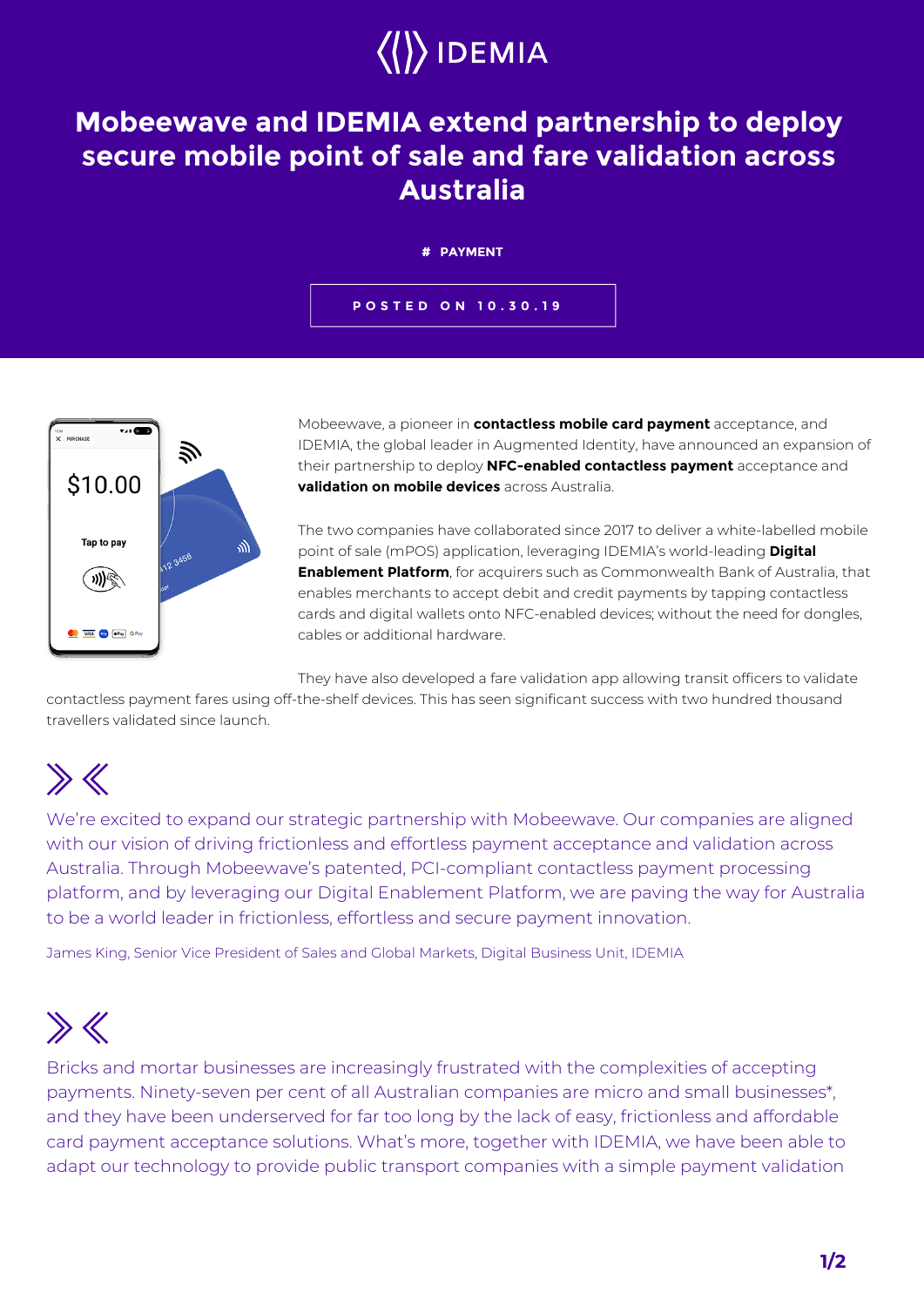IDEMIA

# Mobeewave and IDEMIA extend partnership to deploy secure mobile point of sale and fare validation across Australia

# PAYMENT

POSTED ON 10.30.19

Mobeewave, a pioneer in **contactless mobile card payment** acceptance, and IDEMIA, the global leader in Augmented Identity, have announced an expansion of their partnership to deploy **NFC-enabled contactless payment** acceptance and **validation on mobile devices** across Australia.

The two companies have collaborated since 2017 to deliver a white-labelled mobile point of sale (mPOS) application, leveraging IDEMIA's world-leading **Digital Enablement Platform**, for acquirers such as Commonwealth Bank of Australia, that enables merchants to accept debit and credit payments by tapping contactless cards and digital wallets onto NFC-enabled devices; without the need for dongles, cables or additional hardware.

They have also developed a fare validation app allowing transit officers to validate contactless payment fares using off-the-shelf devices. This has seen significant success with two hundred thousand travellers validated since launch.

> We're excited to expand our strategic partnership with Mobeewave. Our companies are aligned with our vision of driving frictionless and effortless payment acceptance and validation across Australia. Through Mobeewave's patented, PCI-compliant contactless payment processing platform, and by leveraging our Digital Enablement Platform, we are paving the way for Australia to be a world leader in frictionless, effortless and secure payment innovation.
>
> James King, Senior Vice President of Sales and Global Markets, Digital Business Unit, IDEMIA

> Bricks and mortar businesses are increasingly frustrated with the complexities of accepting payments. Ninety-seven per cent of all Australian companies are micro and small businesses*, and they have been underserved for far too long by the lack of easy, frictionless and affordable card payment acceptance solutions. What's more, together with IDEMIA, we have been able to adapt our technology to provide public transport companies with a simple payment validation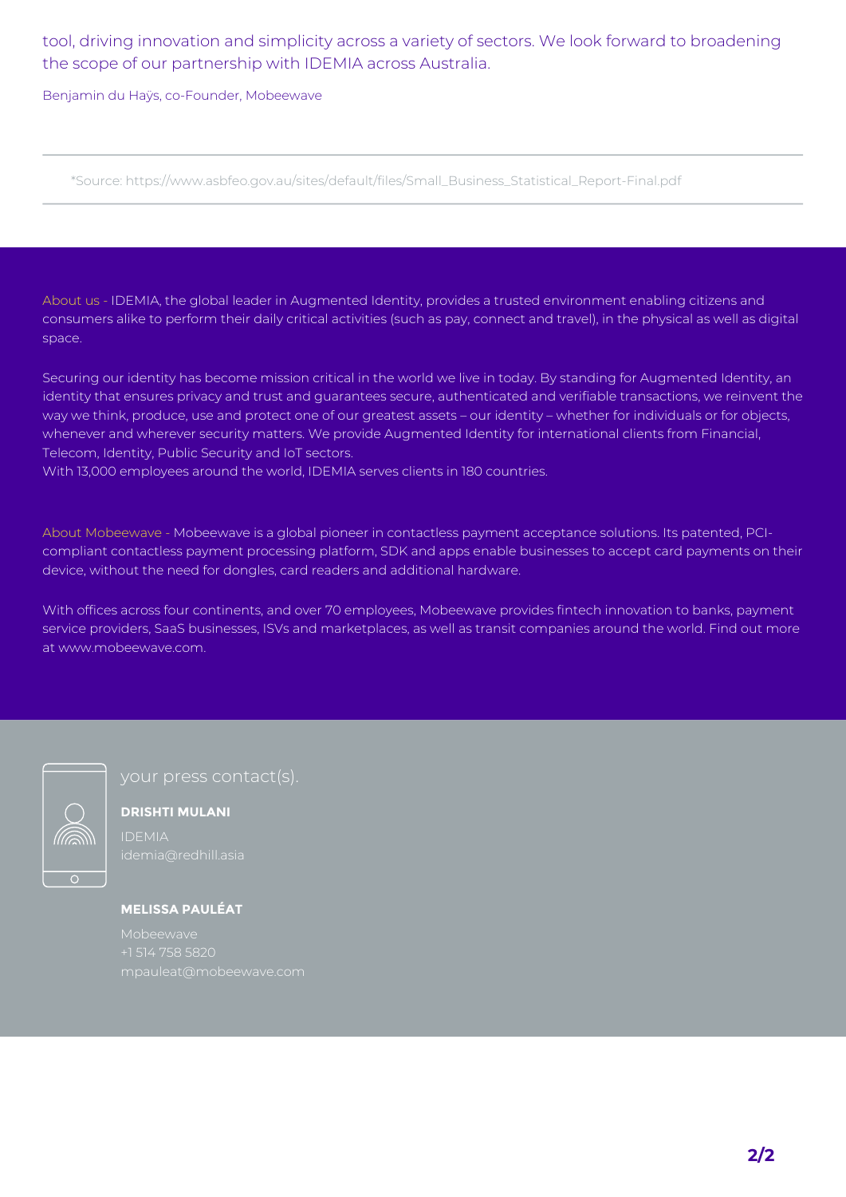tool, driving innovation and simplicity across a variety of sectors. We look forward to broadening the scope of our partnership with IDEMIA across Australia.

Benjamin du Haÿs, co-Founder, Mobeewave

---

*Source: https://www.asbfeo.gov.au/sites/default/files/Small_Business_Statistical_Report-Final.pdf

---

About us - IDEMIA, the global leader in Augmented Identity, provides a trusted environment enabling citizens and consumers alike to perform their daily critical activities (such as pay, connect and travel), in the physical as well as digital space.

Securing our identity has become mission critical in the world we live in today. By standing for Augmented Identity, an identity that ensures privacy and trust and guarantees secure, authenticated and verifiable transactions, we reinvent the way we think, produce, use and protect one of our greatest assets – our identity – whether for individuals or for objects, whenever and wherever security matters. We provide Augmented Identity for international clients from Financial, Telecom, Identity, Public Security and IoT sectors.
With 13,000 employees around the world, IDEMIA serves clients in 180 countries.

About Mobeewave - Mobeewave is a global pioneer in contactless payment acceptance solutions. Its patented, PCI-compliant contactless payment processing platform, SDK and apps enable businesses to accept card payments on their device, without the need for dongles, card readers and additional hardware.

With offices across four continents, and over 70 employees, Mobeewave provides fintech innovation to banks, payment service providers, SaaS businesses, ISVs and marketplaces, as well as transit companies around the world. Find out more at www.mobeewave.com.

your press contact(s).

**DRISHTI MULANI**

IDEMIA
idemia@redhill.asia

**MELISSA PAULÉAT**

Mobeewave
+1 514 758 5820
mpauleat@mobeewave.com